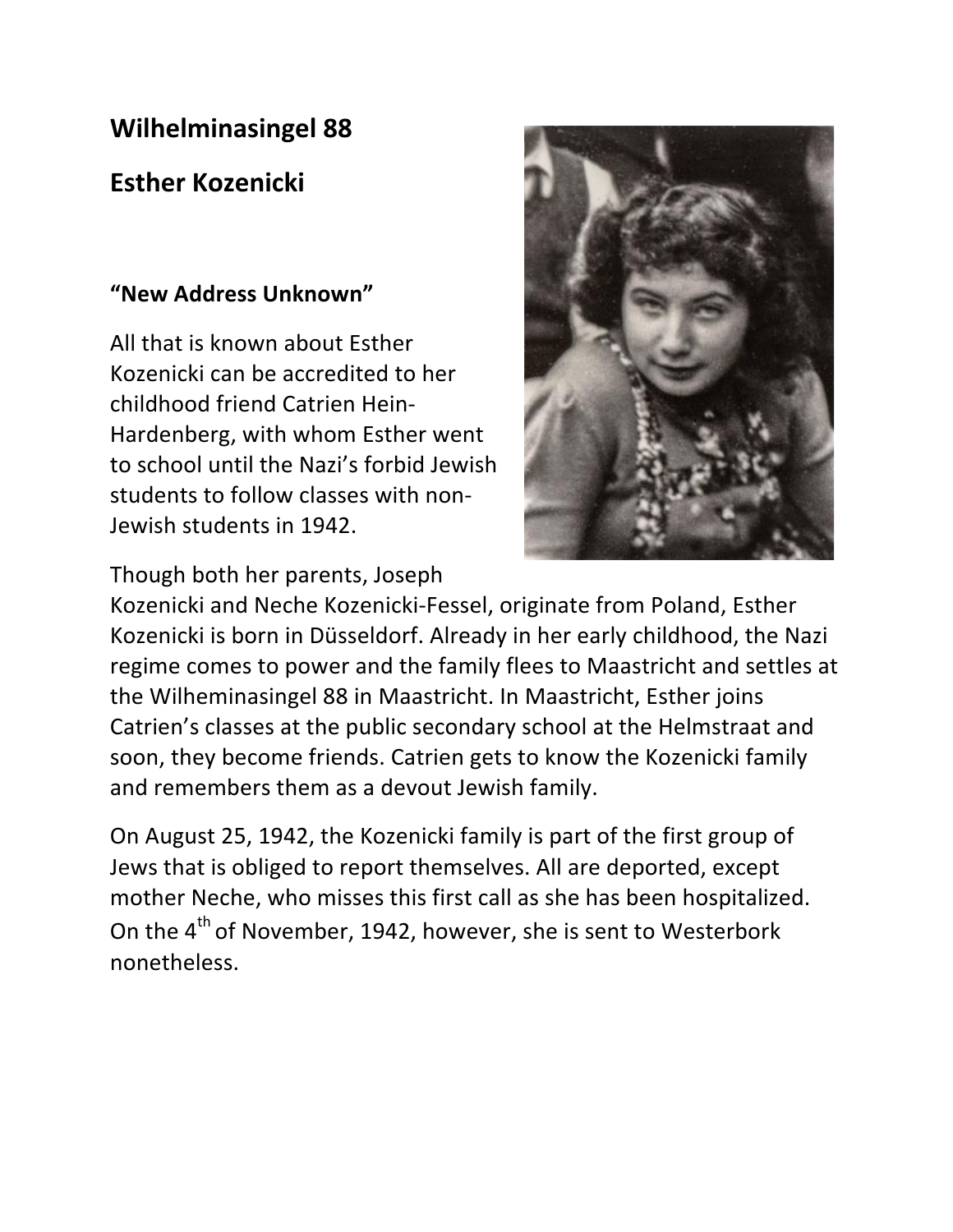## Wilhelminasingel 88

## Esther Kozenicki

**"New Address Unknown"**

All that is known about Esther Kozenicki can be accredited to her childhood friend Catrien Hein-Hardenberg, with whom Esther went to school until the Nazi's forbid Jewish students to follow classes with non-Jewish students in 1942.

Though both her parents, Joseph Kozenicki and Neche Kozenicki-Fessel, originate from Poland, Esther Kozenicki is born in Düsseldorf. Already in her early childhood, the Nazi regime comes to power and the family flees to Maastricht and settles at the Wilheminasingel 88 in Maastricht. In Maastricht, Esther joins Catrien's classes at the public secondary school at the Helmstraat and soon, they become friends. Catrien gets to know the Kozenicki family and remembers them as a devout Jewish family.

On August 25, 1942, the Kozenicki family is part of the first group of Jews that is obliged to report themselves. All are deported, except mother Neche, who misses this first call as she has been hospitalized. On the 4th of November, 1942, however, she is sent to Westerbork nonetheless.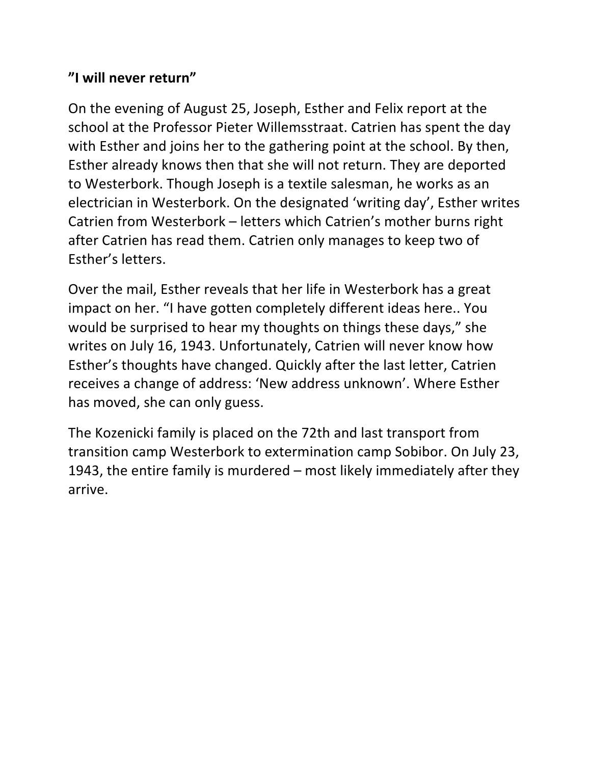**”I will never return”**

On the evening of August 25, Joseph, Esther and Felix report at the school at the Professor Pieter Willemsstraat. Catrien has spent the day with Esther and joins her to the gathering point at the school. By then, Esther already knows then that she will not return. They are deported to Westerbork. Though Joseph is a textile salesman, he works as an electrician in Westerbork. On the designated ‘writing day’, Esther writes Catrien from Westerbork – letters which Catrien’s mother burns right after Catrien has read them. Catrien only manages to keep two of Esther’s letters.

Over the mail, Esther reveals that her life in Westerbork has a great impact on her. “I have gotten completely different ideas here.. You would be surprised to hear my thoughts on things these days,” she writes on July 16, 1943. Unfortunately, Catrien will never know how Esther’s thoughts have changed. Quickly after the last letter, Catrien receives a change of address: ‘New address unknown’. Where Esther has moved, she can only guess.

The Kozenicki family is placed on the 72th and last transport from transition camp Westerbork to extermination camp Sobibor. On July 23, 1943, the entire family is murdered – most likely immediately after they arrive.